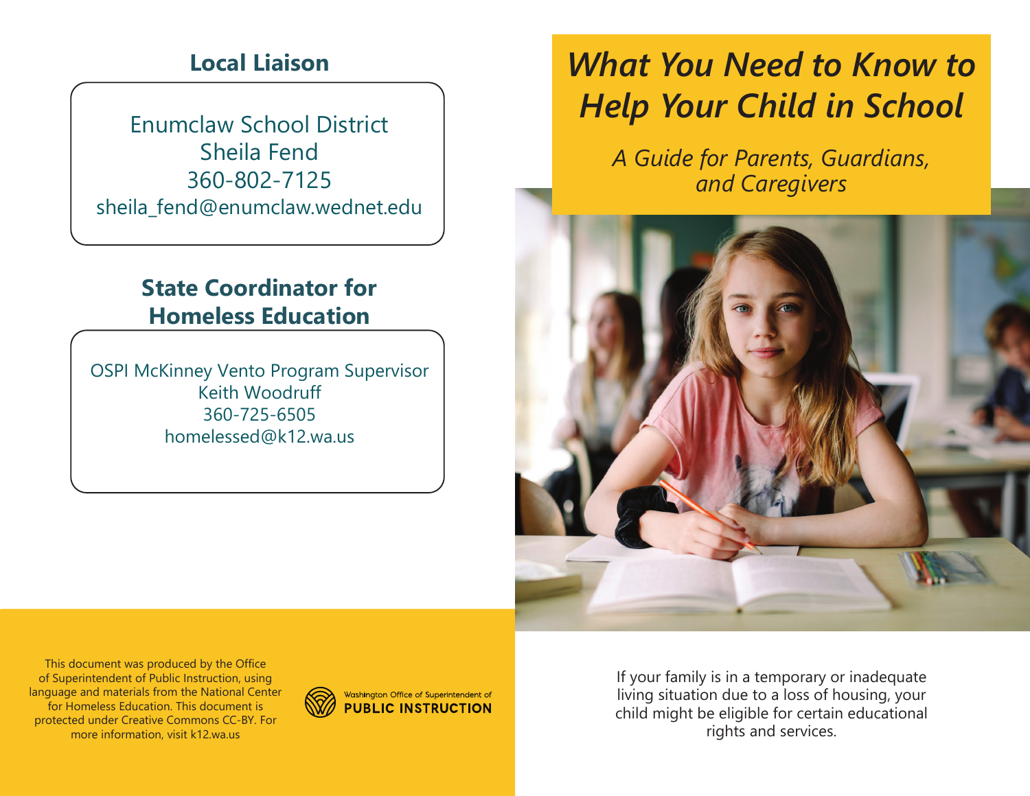## Local Liaison

Enumclaw School District
Sheila Fend
360-802-7125
sheila_fend@enumclaw.wednet.edu

## State Coordinator for Homeless Education

OSPI McKinney Vento Program Supervisor
Keith Woodruff
360-725-6505
homelessed@k12.wa.us

This document was produced by the Office of Superintendent of Public Instruction, using language and materials from the National Center for Homeless Education. This document is protected under Creative Commons CC-BY. For more information, visit k12.wa.us

Washington Office of Superintendent of **PUBLIC INSTRUCTION**

# *What You Need to Know to Help Your Child in School*

*A Guide for Parents, Guardians, and Caregivers*

If your family is in a temporary or inadequate living situation due to a loss of housing, your child might be eligible for certain educational rights and services.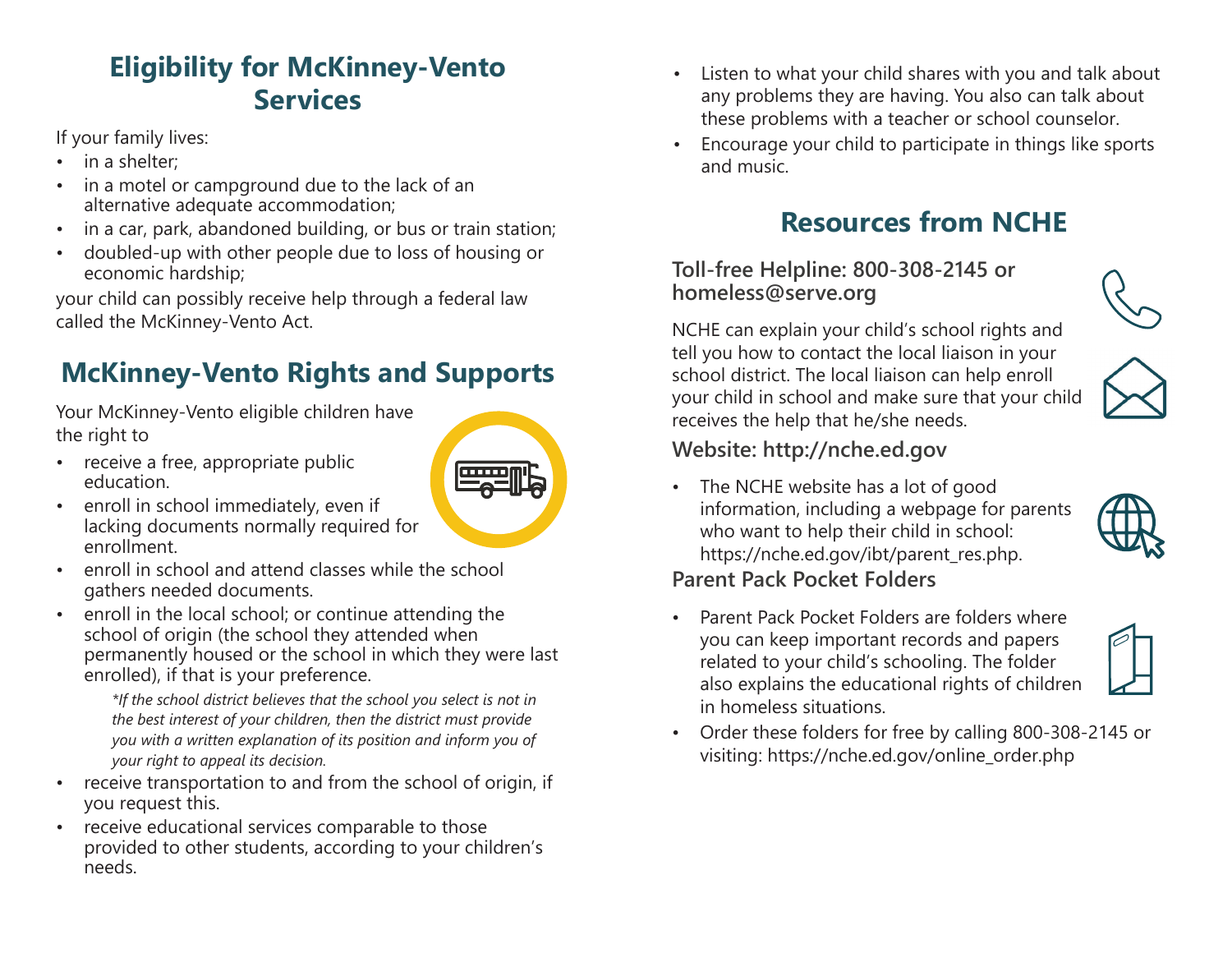## Eligibility for McKinney-Vento Services

If your family lives:

- in a shelter;
- in a motel or campground due to the lack of an alternative adequate accommodation;
- in a car, park, abandoned building, or bus or train station;
- doubled-up with other people due to loss of housing or economic hardship;

your child can possibly receive help through a federal law called the McKinney-Vento Act.

## McKinney-Vento Rights and Supports

Your McKinney-Vento eligible children have the right to

- receive a free, appropriate public education.
- enroll in school immediately, even if lacking documents normally required for enrollment.
- enroll in school and attend classes while the school gathers needed documents.
- enroll in the local school; or continue attending the school of origin (the school they attended when permanently housed or the school in which they were last enrolled), if that is your preference.

  *\*If the school district believes that the school you select is not in the best interest of your children, then the district must provide you with a written explanation of its position and inform you of your right to appeal its decision.*

- receive transportation to and from the school of origin, if you request this.
- receive educational services comparable to those provided to other students, according to your children's needs.

- Listen to what your child shares with you and talk about any problems they are having. You also can talk about these problems with a teacher or school counselor.
- Encourage your child to participate in things like sports and music.

## Resources from NCHE

### Toll-free Helpline: 800-308-2145 or homeless@serve.org

NCHE can explain your child's school rights and tell you how to contact the local liaison in your school district. The local liaison can help enroll your child in school and make sure that your child receives the help that he/she needs.

### Website: http://nche.ed.gov

- The NCHE website has a lot of good information, including a webpage for parents who want to help their child in school: https://nche.ed.gov/ibt/parent_res.php.

### Parent Pack Pocket Folders

- Parent Pack Pocket Folders are folders where you can keep important records and papers related to your child's schooling. The folder also explains the educational rights of children in homeless situations.
- Order these folders for free by calling 800-308-2145 or visiting: https://nche.ed.gov/online_order.php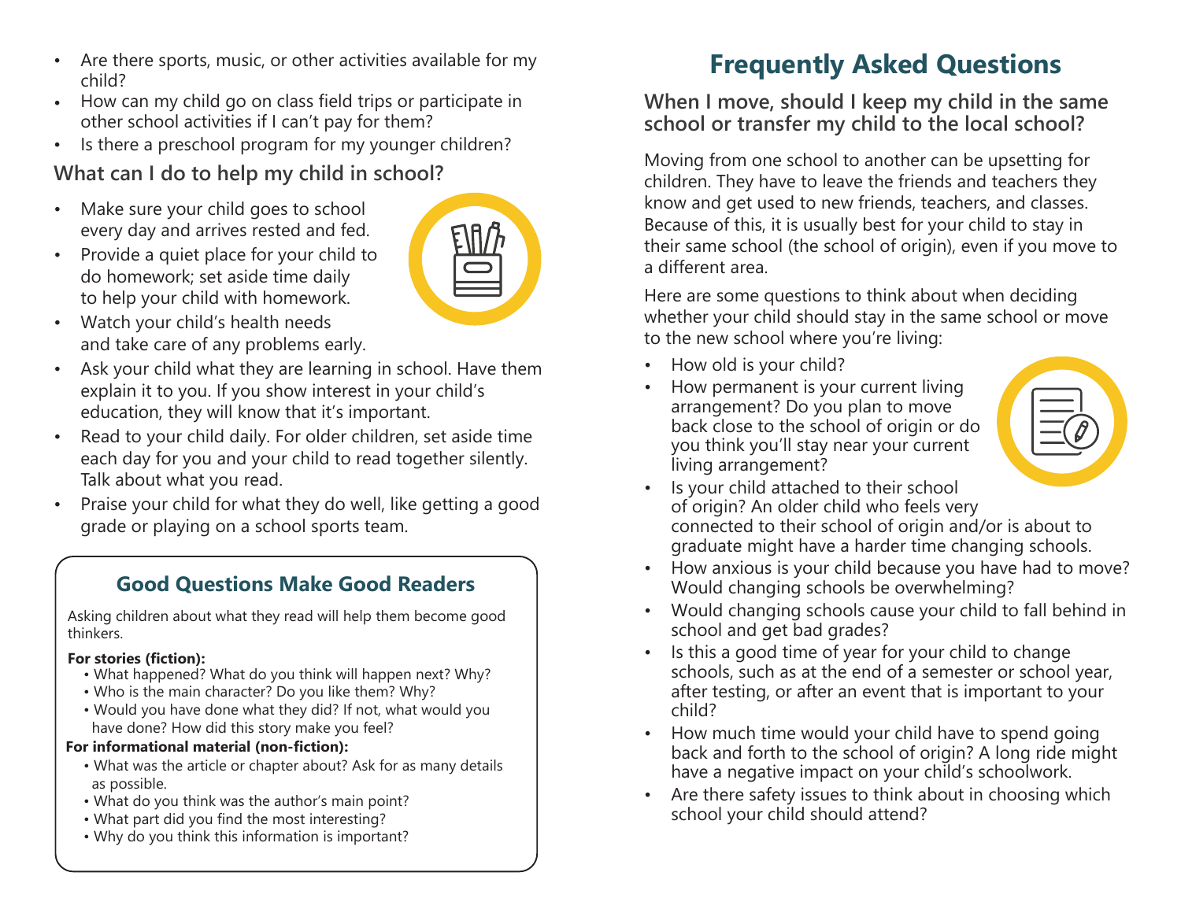- Are there sports, music, or other activities available for my child?
- How can my child go on class field trips or participate in other school activities if I can't pay for them?
- Is there a preschool program for my younger children?

### What can I do to help my child in school?

- Make sure your child goes to school every day and arrives rested and fed.
- Provide a quiet place for your child to do homework; set aside time daily to help your child with homework.
- Watch your child's health needs and take care of any problems early.
- Ask your child what they are learning in school. Have them explain it to you. If you show interest in your child's education, they will know that it's important.
- Read to your child daily. For older children, set aside time each day for you and your child to read together silently. Talk about what you read.
- Praise your child for what they do well, like getting a good grade or playing on a school sports team.

### Good Questions Make Good Readers

Asking children about what they read will help them become good thinkers.

**For stories (fiction):**

- What happened? What do you think will happen next? Why?
- Who is the main character? Do you like them? Why?
- Would you have done what they did? If not, what would you have done? How did this story make you feel?

**For informational material (non-fiction):**

- What was the article or chapter about? Ask for as many details as possible.
- What do you think was the author's main point?
- What part did you find the most interesting?
- Why do you think this information is important?

## Frequently Asked Questions

### When I move, should I keep my child in the same school or transfer my child to the local school?

Moving from one school to another can be upsetting for children. They have to leave the friends and teachers they know and get used to new friends, teachers, and classes. Because of this, it is usually best for your child to stay in their same school (the school of origin), even if you move to a different area.

Here are some questions to think about when deciding whether your child should stay in the same school or move to the new school where you're living:

- How old is your child?
- How permanent is your current living arrangement? Do you plan to move back close to the school of origin or do you think you'll stay near your current living arrangement?
- Is your child attached to their school of origin? An older child who feels very connected to their school of origin and/or is about to graduate might have a harder time changing schools.
- How anxious is your child because you have had to move? Would changing schools be overwhelming?
- Would changing schools cause your child to fall behind in school and get bad grades?
- Is this a good time of year for your child to change schools, such as at the end of a semester or school year, after testing, or after an event that is important to your child?
- How much time would your child have to spend going back and forth to the school of origin? A long ride might have a negative impact on your child's schoolwork.
- Are there safety issues to think about in choosing which school your child should attend?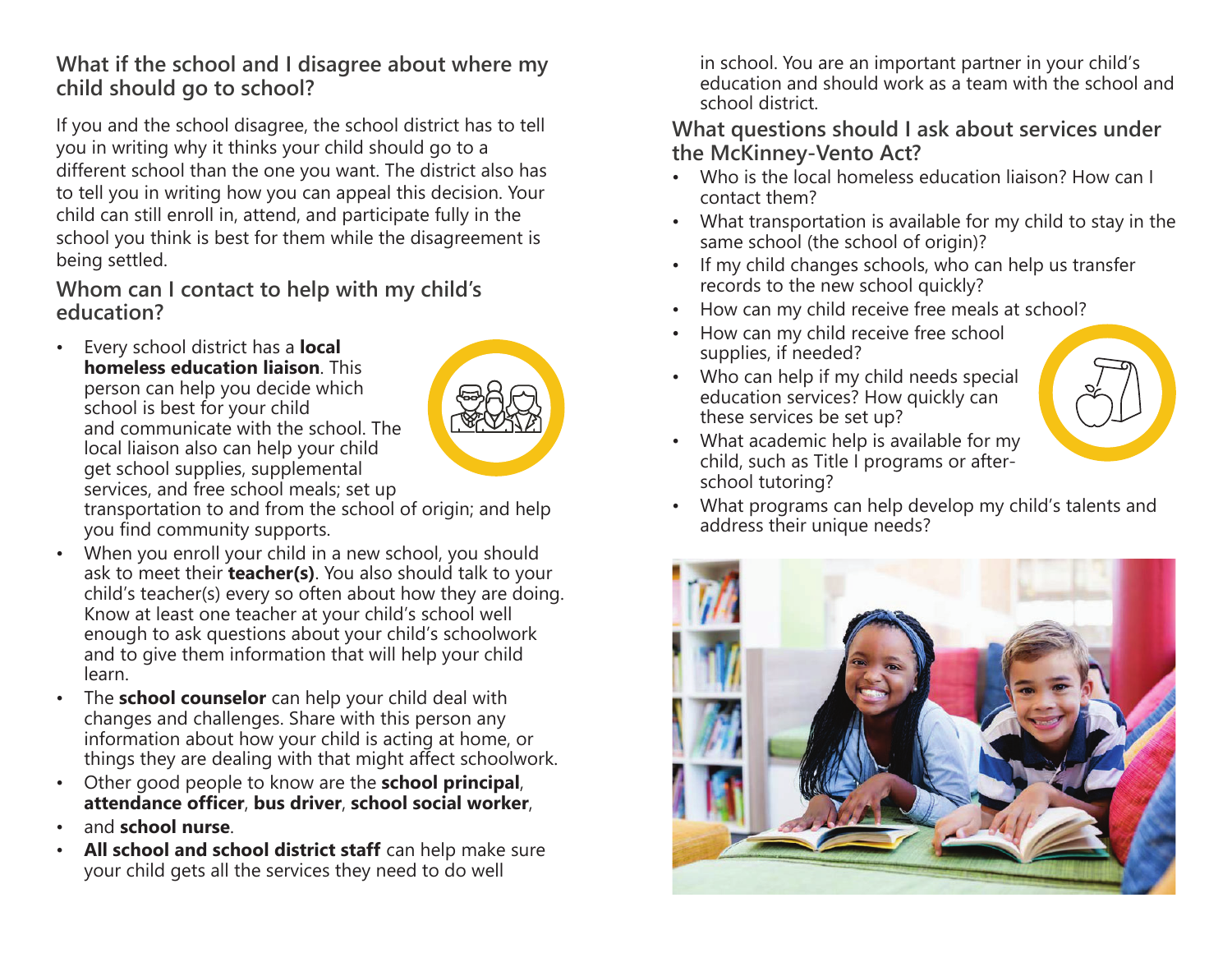## What if the school and I disagree about where my child should go to school?

If you and the school disagree, the school district has to tell you in writing why it thinks your child should go to a different school than the one you want. The district also has to tell you in writing how you can appeal this decision. Your child can still enroll in, attend, and participate fully in the school you think is best for them while the disagreement is being settled.

## Whom can I contact to help with my child's education?

- Every school district has a **local homeless education liaison**. This person can help you decide which school is best for your child and communicate with the school. The local liaison also can help your child get school supplies, supplemental services, and free school meals; set up transportation to and from the school of origin; and help you find community supports.
- When you enroll your child in a new school, you should ask to meet their **teacher(s)**. You also should talk to your child's teacher(s) every so often about how they are doing. Know at least one teacher at your child's school well enough to ask questions about your child's schoolwork and to give them information that will help your child learn.
- The **school counselor** can help your child deal with changes and challenges. Share with this person any information about how your child is acting at home, or things they are dealing with that might affect schoolwork.
- Other good people to know are the **school principal**, **attendance officer**, **bus driver**, **school social worker**,
- and **school nurse**.
- **All school and school district staff** can help make sure your child gets all the services they need to do well in school. You are an important partner in your child's education and should work as a team with the school and school district.

## What questions should I ask about services under the McKinney-Vento Act?

- Who is the local homeless education liaison? How can I contact them?
- What transportation is available for my child to stay in the same school (the school of origin)?
- If my child changes schools, who can help us transfer records to the new school quickly?
- How can my child receive free meals at school?
- How can my child receive free school supplies, if needed?
- Who can help if my child needs special education services? How quickly can these services be set up?
- What academic help is available for my child, such as Title I programs or after-school tutoring?
- What programs can help develop my child's talents and address their unique needs?